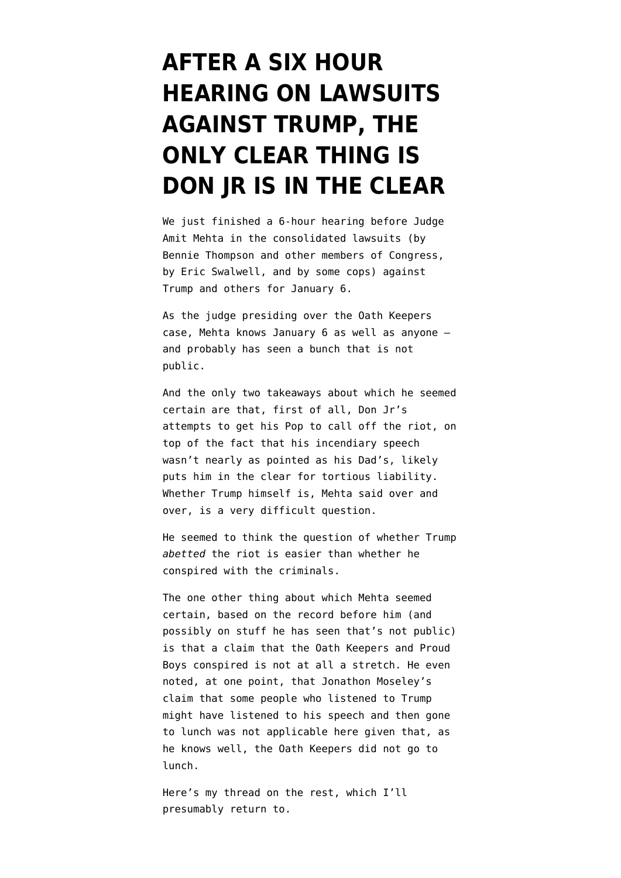# AFTER A SIX HOUR HEARING ON LAWSUITS AGAINST TRUMP, THE ONLY CLEAR THING IS DON JR IS IN THE CLEAR

We just finished a 6-hour hearing before Judge Amit Mehta in the consolidated lawsuits (by Bennie Thompson and other members of Congress, by Eric Swalwell, and by some cops) against Trump and others for January 6.

As the judge presiding over the Oath Keepers case, Mehta knows January 6 as well as anyone — and probably has seen a bunch that is not public.

And the only two takeaways about which he seemed certain are that, first of all, Don Jr's attempts to get his Pop to call off the riot, on top of the fact that his incendiary speech wasn't nearly as pointed as his Dad's, likely puts him in the clear for tortious liability. Whether Trump himself is, Mehta said over and over, is a very difficult question.

He seemed to think the question of whether Trump *abetted* the riot is easier than whether he conspired with the criminals.

The one other thing about which Mehta seemed certain, based on the record before him (and possibly on stuff he has seen that's not public) is that a claim that the Oath Keepers and Proud Boys conspired is not at all a stretch. He even noted, at one point, that Jonathon Moseley's claim that some people who listened to Trump might have listened to his speech and then gone to lunch was not applicable here given that, as he knows well, the Oath Keepers did not go to lunch.

Here's my thread on the rest, which I'll presumably return to.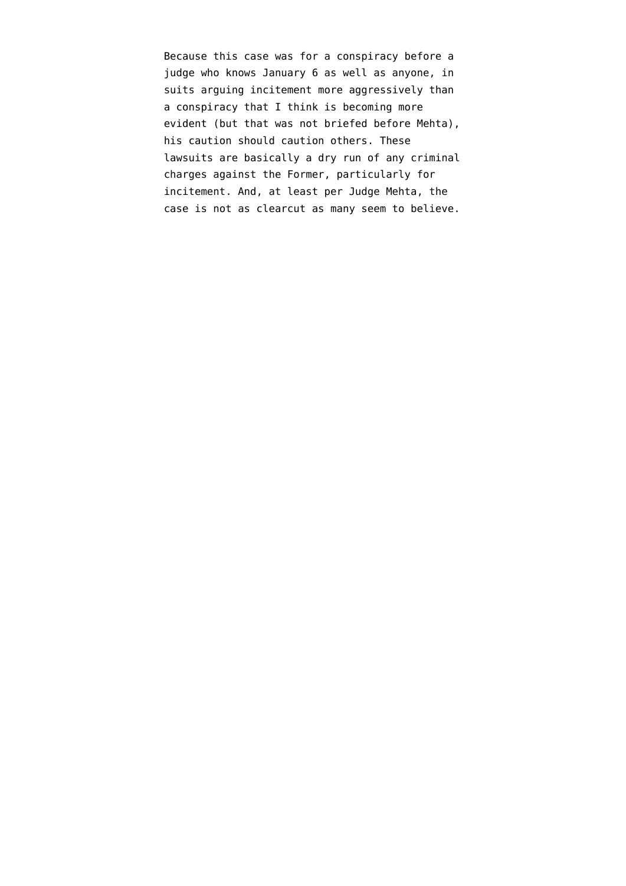Because this case was for a conspiracy before a judge who knows January 6 as well as anyone, in suits arguing incitement more aggressively than a conspiracy that I think is becoming more evident (but that was not briefed before Mehta), his caution should caution others. These lawsuits are basically a dry run of any criminal charges against the Former, particularly for incitement. And, at least per Judge Mehta, the case is not as clearcut as many seem to believe.